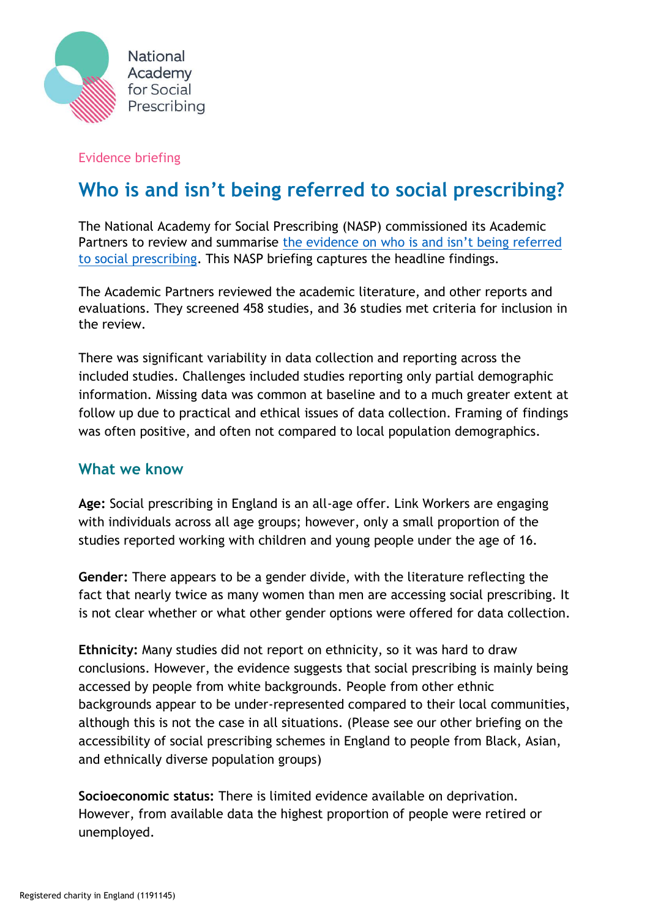National Academy for Social Prescribing

Evidence briefing

# Who is and isn't being referred to social prescribing?

The National Academy for Social Prescribing (NASP) commissioned its Academic Partners to review and summarise [the evidence on who is and isn't being referred to social prescribing](). This NASP briefing captures the headline findings.

The Academic Partners reviewed the academic literature, and other reports and evaluations. They screened 458 studies, and 36 studies met criteria for inclusion in the review.

There was significant variability in data collection and reporting across the included studies. Challenges included studies reporting only partial demographic information. Missing data was common at baseline and to a much greater extent at follow up due to practical and ethical issues of data collection. Framing of findings was often positive, and often not compared to local population demographics.

## What we know

**Age:** Social prescribing in England is an all-age offer. Link Workers are engaging with individuals across all age groups; however, only a small proportion of the studies reported working with children and young people under the age of 16.

**Gender:** There appears to be a gender divide, with the literature reflecting the fact that nearly twice as many women than men are accessing social prescribing. It is not clear whether or what other gender options were offered for data collection.

**Ethnicity:** Many studies did not report on ethnicity, so it was hard to draw conclusions. However, the evidence suggests that social prescribing is mainly being accessed by people from white backgrounds. People from other ethnic backgrounds appear to be under-represented compared to their local communities, although this is not the case in all situations. (Please see our other briefing on the accessibility of social prescribing schemes in England to people from Black, Asian, and ethnically diverse population groups)

**Socioeconomic status:** There is limited evidence available on deprivation. However, from available data the highest proportion of people were retired or unemployed.

Registered charity in England (1191145)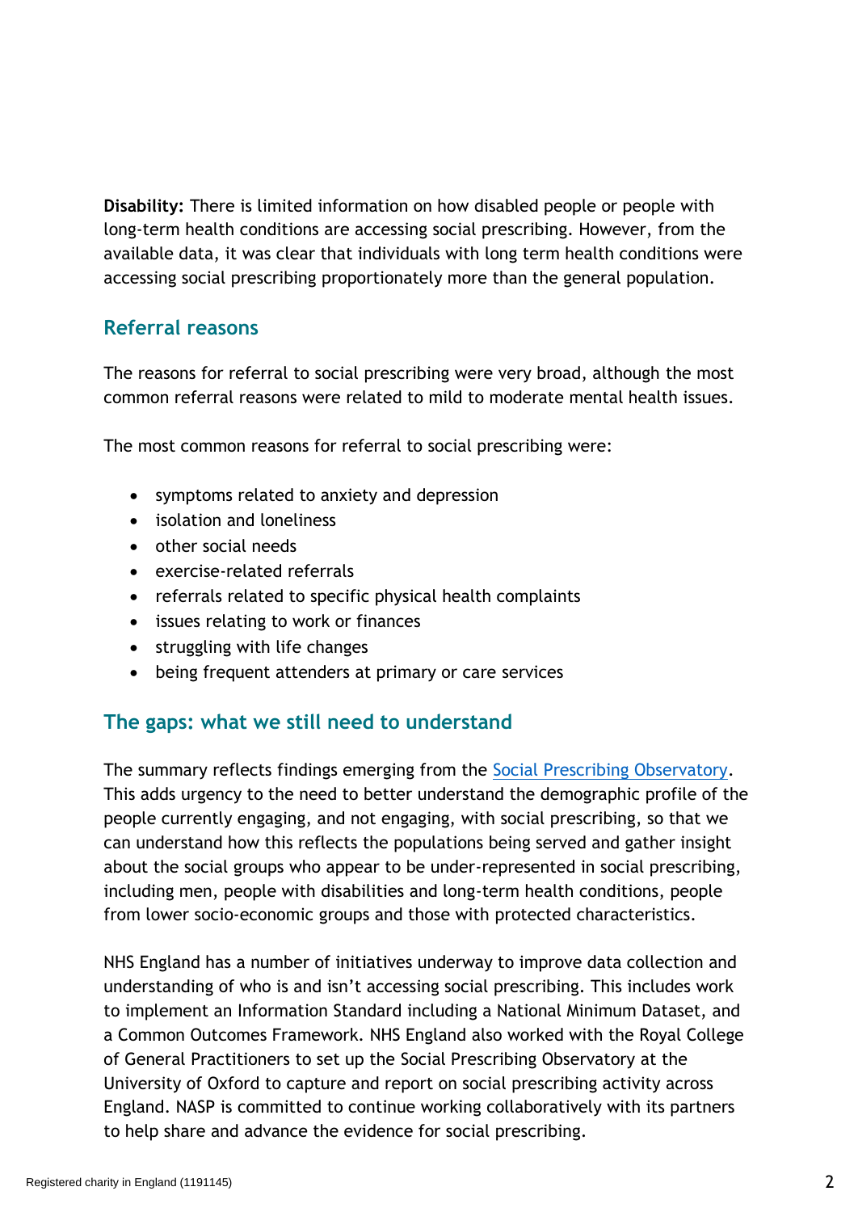**Disability:** There is limited information on how disabled people or people with long-term health conditions are accessing social prescribing. However, from the available data, it was clear that individuals with long term health conditions were accessing social prescribing proportionately more than the general population.

## Referral reasons

The reasons for referral to social prescribing were very broad, although the most common referral reasons were related to mild to moderate mental health issues.

The most common reasons for referral to social prescribing were:

- symptoms related to anxiety and depression
- isolation and loneliness
- other social needs
- exercise-related referrals
- referrals related to specific physical health complaints
- issues relating to work or finances
- struggling with life changes
- being frequent attenders at primary or care services

## The gaps: what we still need to understand

The summary reflects findings emerging from the Social Prescribing Observatory. This adds urgency to the need to better understand the demographic profile of the people currently engaging, and not engaging, with social prescribing, so that we can understand how this reflects the populations being served and gather insight about the social groups who appear to be under-represented in social prescribing, including men, people with disabilities and long-term health conditions, people from lower socio-economic groups and those with protected characteristics.

NHS England has a number of initiatives underway to improve data collection and understanding of who is and isn't accessing social prescribing. This includes work to implement an Information Standard including a National Minimum Dataset, and a Common Outcomes Framework. NHS England also worked with the Royal College of General Practitioners to set up the Social Prescribing Observatory at the University of Oxford to capture and report on social prescribing activity across England. NASP is committed to continue working collaboratively with its partners to help share and advance the evidence for social prescribing.